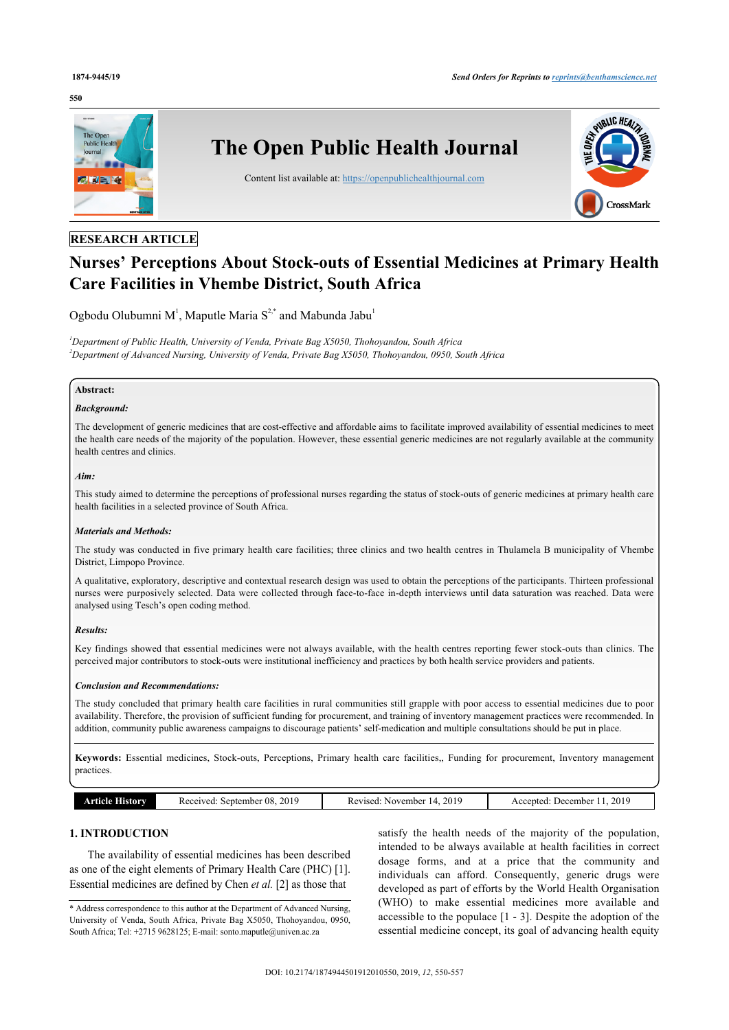RESEARCH ARTICLE

# Nurses' Perceptions About Stock-outs of Essential Medicines at Primary Health Care Facilities in Vhembe District, South Africa

Ogbodu Olubumni M[1], Maputle Maria S[2,*] and Mabunda Jabu[1]

[1]Department of Public Health, University of Venda, Private Bag X5050, Thohoyandou, South Africa
[2]Department of Advanced Nursing, University of Venda, Private Bag X5050, Thohoyandou, 0950, South Africa

**Abstract:**

***Background:***

The development of generic medicines that are cost-effective and affordable aims to facilitate improved availability of essential medicines to meet the health care needs of the majority of the population. However, these essential generic medicines are not regularly available at the community health centres and clinics.

***Aim:***

This study aimed to determine the perceptions of professional nurses regarding the status of stock-outs of generic medicines at primary health care health facilities in a selected province of South Africa.

***Materials and Methods:***

The study was conducted in five primary health care facilities; three clinics and two health centres in Thulamela B municipality of Vhembe District, Limpopo Province.

A qualitative, exploratory, descriptive and contextual research design was used to obtain the perceptions of the participants. Thirteen professional nurses were purposively selected. Data were collected through face-to-face in-depth interviews until data saturation was reached. Data were analysed using Tesch's open coding method.

***Results:***

Key findings showed that essential medicines were not always available, with the health centres reporting fewer stock-outs than clinics. The perceived major contributors to stock-outs were institutional inefficiency and practices by both health service providers and patients.

***Conclusion and Recommendations:***

The study concluded that primary health care facilities in rural communities still grapple with poor access to essential medicines due to poor availability. Therefore, the provision of sufficient funding for procurement, and training of inventory management practices were recommended. In addition, community public awareness campaigns to discourage patients' self-medication and multiple consultations should be put in place.

**Keywords:** Essential medicines, Stock-outs, Perceptions, Primary health care facilities,, Funding for procurement, Inventory management practices.

| Article History | Received: September 08, 2019 | Revised: November 14, 2019 | Accepted: December 11, 2019 |
|---|---|---|---|

## 1. INTRODUCTION

The availability of essential medicines has been described as one of the eight elements of Primary Health Care (PHC) [1]. Essential medicines are defined by Chen *et al.* [2] as those that satisfy the health needs of the majority of the population, intended to be always available at health facilities in correct dosage forms, and at a price that the community and individuals can afford. Consequently, generic drugs were developed as part of efforts by the World Health Organisation (WHO) to make essential medicines more available and accessible to the populace [1 - 3]. Despite the adoption of the essential medicine concept, its goal of advancing health equity

\* Address correspondence to this author at the Department of Advanced Nursing, University of Venda, South Africa, Private Bag X5050, Thohoyandou, 0950, South Africa; Tel: +2715 9628125; E-mail: sonto.maputle@univen.ac.za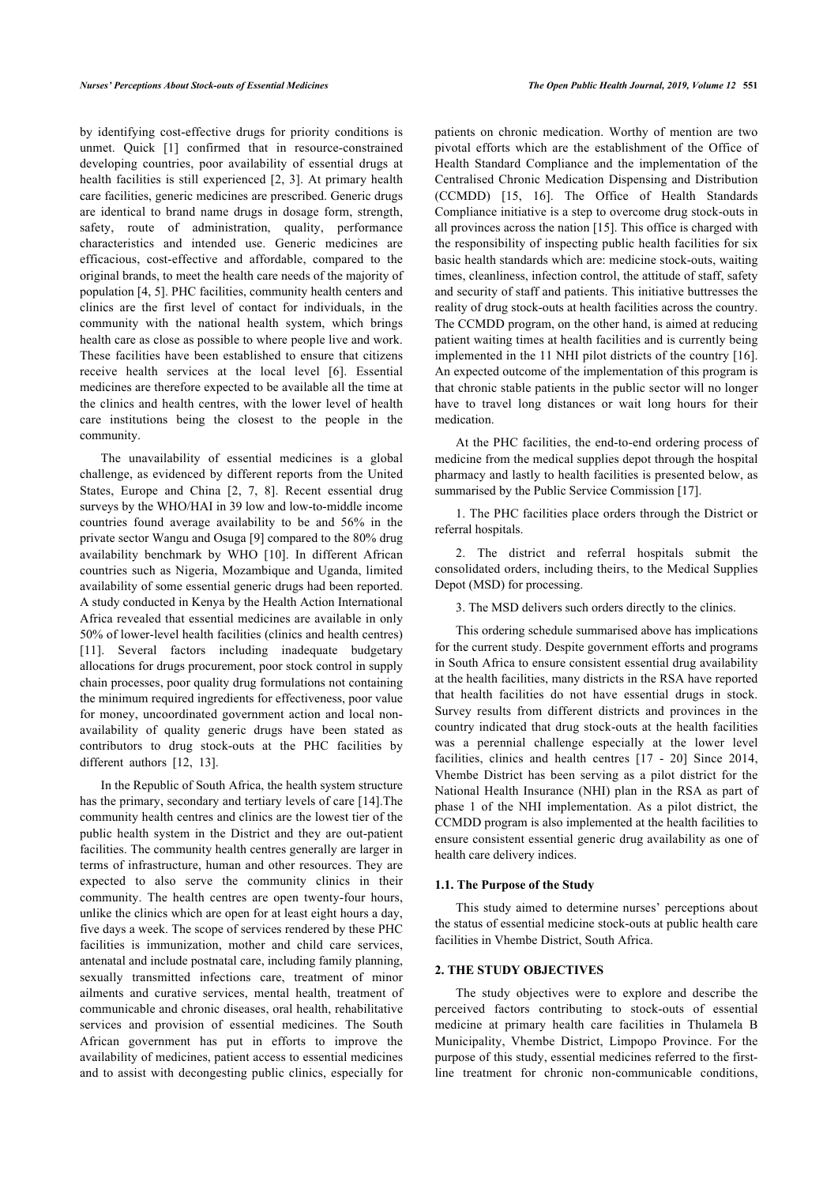by identifying cost-effective drugs for priority conditions is unmet. Quick [1] confirmed that in resource-constrained developing countries, poor availability of essential drugs at health facilities is still experienced [2, 3]. At primary health care facilities, generic medicines are prescribed. Generic drugs are identical to brand name drugs in dosage form, strength, safety, route of administration, quality, performance characteristics and intended use. Generic medicines are efficacious, cost-effective and affordable, compared to the original brands, to meet the health care needs of the majority of population [4, 5]. PHC facilities, community health centers and clinics are the first level of contact for individuals, in the community with the national health system, which brings health care as close as possible to where people live and work. These facilities have been established to ensure that citizens receive health services at the local level [6]. Essential medicines are therefore expected to be available all the time at the clinics and health centres, with the lower level of health care institutions being the closest to the people in the community.

The unavailability of essential medicines is a global challenge, as evidenced by different reports from the United States, Europe and China [2, 7, 8]. Recent essential drug surveys by the WHO/HAI in 39 low and low-to-middle income countries found average availability to be and 56% in the private sector Wangu and Osuga [9] compared to the 80% drug availability benchmark by WHO [10]. In different African countries such as Nigeria, Mozambique and Uganda, limited availability of some essential generic drugs had been reported. A study conducted in Kenya by the Health Action International Africa revealed that essential medicines are available in only 50% of lower-level health facilities (clinics and health centres) [11]. Several factors including inadequate budgetary allocations for drugs procurement, poor stock control in supply chain processes, poor quality drug formulations not containing the minimum required ingredients for effectiveness, poor value for money, uncoordinated government action and local non-availability of quality generic drugs have been stated as contributors to drug stock-outs at the PHC facilities by different authors [12, 13].

In the Republic of South Africa, the health system structure has the primary, secondary and tertiary levels of care [14].The community health centres and clinics are the lowest tier of the public health system in the District and they are out-patient facilities. The community health centres generally are larger in terms of infrastructure, human and other resources. They are expected to also serve the community clinics in their community. The health centres are open twenty-four hours, unlike the clinics which are open for at least eight hours a day, five days a week. The scope of services rendered by these PHC facilities is immunization, mother and child care services, antenatal and include postnatal care, including family planning, sexually transmitted infections care, treatment of minor ailments and curative services, mental health, treatment of communicable and chronic diseases, oral health, rehabilitative services and provision of essential medicines. The South African government has put in efforts to improve the availability of medicines, patient access to essential medicines and to assist with decongesting public clinics, especially for patients on chronic medication. Worthy of mention are two pivotal efforts which are the establishment of the Office of Health Standard Compliance and the implementation of the Centralised Chronic Medication Dispensing and Distribution (CCMDD) [15, 16]. The Office of Health Standards Compliance initiative is a step to overcome drug stock-outs in all provinces across the nation [15]. This office is charged with the responsibility of inspecting public health facilities for six basic health standards which are: medicine stock-outs, waiting times, cleanliness, infection control, the attitude of staff, safety and security of staff and patients. This initiative buttresses the reality of drug stock-outs at health facilities across the country. The CCMDD program, on the other hand, is aimed at reducing patient waiting times at health facilities and is currently being implemented in the 11 NHI pilot districts of the country [16]. An expected outcome of the implementation of this program is that chronic stable patients in the public sector will no longer have to travel long distances or wait long hours for their medication.

At the PHC facilities, the end-to-end ordering process of medicine from the medical supplies depot through the hospital pharmacy and lastly to health facilities is presented below, as summarised by the Public Service Commission [17].

1. The PHC facilities place orders through the District or referral hospitals.

2. The district and referral hospitals submit the consolidated orders, including theirs, to the Medical Supplies Depot (MSD) for processing.

3. The MSD delivers such orders directly to the clinics.

This ordering schedule summarised above has implications for the current study. Despite government efforts and programs in South Africa to ensure consistent essential drug availability at the health facilities, many districts in the RSA have reported that health facilities do not have essential drugs in stock. Survey results from different districts and provinces in the country indicated that drug stock-outs at the health facilities was a perennial challenge especially at the lower level facilities, clinics and health centres [17 - 20] Since 2014, Vhembe District has been serving as a pilot district for the National Health Insurance (NHI) plan in the RSA as part of phase 1 of the NHI implementation. As a pilot district, the CCMDD program is also implemented at the health facilities to ensure consistent essential generic drug availability as one of health care delivery indices.

### 1.1. The Purpose of the Study

This study aimed to determine nurses' perceptions about the status of essential medicine stock-outs at public health care facilities in Vhembe District, South Africa.

## 2. THE STUDY OBJECTIVES

The study objectives were to explore and describe the perceived factors contributing to stock-outs of essential medicine at primary health care facilities in Thulamela B Municipality, Vhembe District, Limpopo Province. For the purpose of this study, essential medicines referred to the first-line treatment for chronic non-communicable conditions,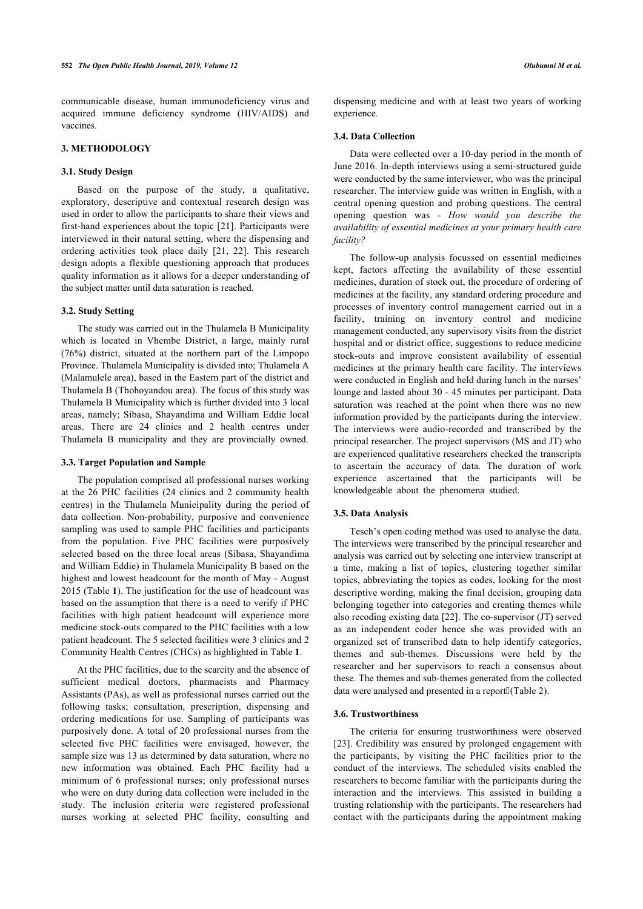communicable disease, human immunodeficiency virus and acquired immune deficiency syndrome (HIV/AIDS) and vaccines.

## 3. METHODOLOGY

### 3.1. Study Design

Based on the purpose of the study, a qualitative, exploratory, descriptive and contextual research design was used in order to allow the participants to share their views and first-hand experiences about the topic [21]. Participants were interviewed in their natural setting, where the dispensing and ordering activities took place daily [21, 22]. This research design adopts a flexible questioning approach that produces quality information as it allows for a deeper understanding of the subject matter until data saturation is reached.

### 3.2. Study Setting

The study was carried out in the Thulamela B Municipality which is located in Vhembe District, a large, mainly rural (76%) district, situated at the northern part of the Limpopo Province. Thulamela Municipality is divided into; Thulamela A (Malamulele area), based in the Eastern part of the district and Thulamela B (Thohoyandou area). The focus of this study was Thulamela B Municipality which is further divided into 3 local areas, namely; Sibasa, Shayandima and William Eddie local areas. There are 24 clinics and 2 health centres under Thulamela B municipality and they are provincially owned.

### 3.3. Target Population and Sample

The population comprised all professional nurses working at the 26 PHC facilities (24 clinics and 2 community health centres) in the Thulamela Municipality during the period of data collection. Non-probability, purposive and convenience sampling was used to sample PHC facilities and participants from the population. Five PHC facilities were purposively selected based on the three local areas (Sibasa, Shayandima and William Eddie) in Thulamela Municipality B based on the highest and lowest headcount for the month of May - August 2015 (Table **1**). The justification for the use of headcount was based on the assumption that there is a need to verify if PHC facilities with high patient headcount will experience more medicine stock-outs compared to the PHC facilities with a low patient headcount. The 5 selected facilities were 3 clinics and 2 Community Health Centres (CHCs) as highlighted in Table **1**.

At the PHC facilities, due to the scarcity and the absence of sufficient medical doctors, pharmacists and Pharmacy Assistants (PAs), as well as professional nurses carried out the following tasks; consultation, prescription, dispensing and ordering medications for use. Sampling of participants was purposively done. A total of 20 professional nurses from the selected five PHC facilities were envisaged, however, the sample size was 13 as determined by data saturation, where no new information was obtained. Each PHC facility had a minimum of 6 professional nurses; only professional nurses who were on duty during data collection were included in the study. The inclusion criteria were registered professional nurses working at selected PHC facility, consulting and dispensing medicine and with at least two years of working experience.

### 3.4. Data Collection

Data were collected over a 10-day period in the month of June 2016. In-depth interviews using a semi-structured guide were conducted by the same interviewer, who was the principal researcher. The interview guide was written in English, with a central opening question and probing questions. The central opening question was - *How would you describe the availability of essential medicines at your primary health care facility?*

The follow-up analysis focussed on essential medicines kept, factors affecting the availability of these essential medicines, duration of stock out, the procedure of ordering of medicines at the facility, any standard ordering procedure and processes of inventory control management carried out in a facility, training on inventory control and medicine management conducted, any supervisory visits from the district hospital and or district office, suggestions to reduce medicine stock-outs and improve consistent availability of essential medicines at the primary health care facility. The interviews were conducted in English and held during lunch in the nurses' lounge and lasted about 30 - 45 minutes per participant. Data saturation was reached at the point when there was no new information provided by the participants during the interview. The interviews were audio-recorded and transcribed by the principal researcher. The project supervisors (MS and JT) who are experienced qualitative researchers checked the transcripts to ascertain the accuracy of data. The duration of work experience ascertained that the participants will be knowledgeable about the phenomena studied.

### 3.5. Data Analysis

Tesch's open coding method was used to analyse the data. The interviews were transcribed by the principal researcher and analysis was carried out by selecting one interview transcript at a time, making a list of topics, clustering together similar topics, abbreviating the topics as codes, looking for the most descriptive wording, making the final decision, grouping data belonging together into categories and creating themes while also recoding existing data [22]. The co-supervisor (JT) served as an independent coder hence she was provided with an organized set of transcribed data to help identify categories, themes and sub-themes. Discussions were held by the researcher and her supervisors to reach a consensus about these. The themes and sub-themes generated from the collected data were analysed and presented in a report (Table 2).

### 3.6. Trustworthiness

The criteria for ensuring trustworthiness were observed [23]. Credibility was ensured by prolonged engagement with the participants, by visiting the PHC facilities prior to the conduct of the interviews. The scheduled visits enabled the researchers to become familiar with the participants during the interaction and the interviews. This assisted in building a trusting relationship with the participants. The researchers had contact with the participants during the appointment making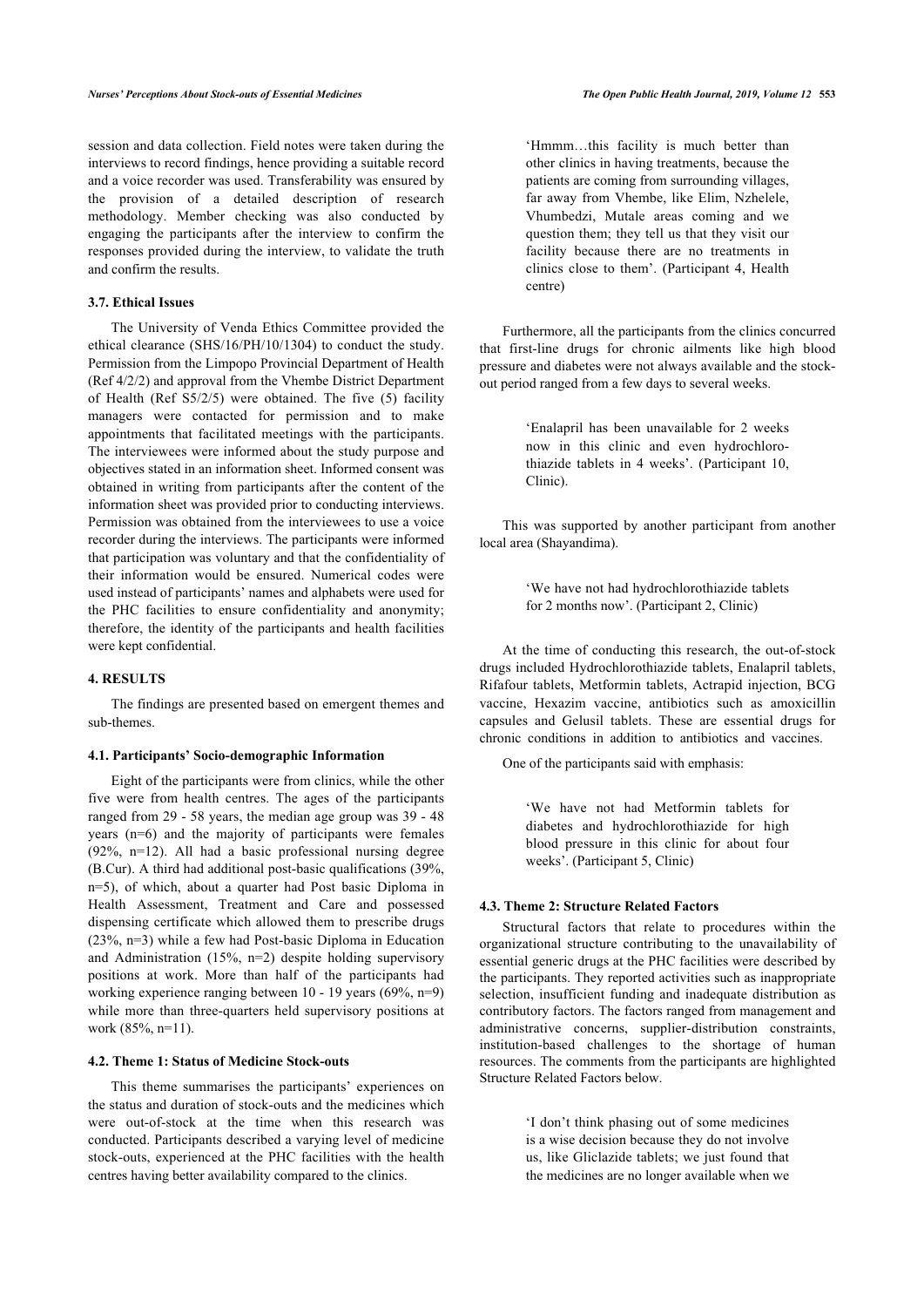session and data collection. Field notes were taken during the interviews to record findings, hence providing a suitable record and a voice recorder was used. Transferability was ensured by the provision of a detailed description of research methodology. Member checking was also conducted by engaging the participants after the interview to confirm the responses provided during the interview, to validate the truth and confirm the results.

### 3.7. Ethical Issues

The University of Venda Ethics Committee provided the ethical clearance (SHS/16/PH/10/1304) to conduct the study. Permission from the Limpopo Provincial Department of Health (Ref 4/2/2) and approval from the Vhembe District Department of Health (Ref S5/2/5) were obtained. The five (5) facility managers were contacted for permission and to make appointments that facilitated meetings with the participants. The interviewees were informed about the study purpose and objectives stated in an information sheet. Informed consent was obtained in writing from participants after the content of the information sheet was provided prior to conducting interviews. Permission was obtained from the interviewees to use a voice recorder during the interviews. The participants were informed that participation was voluntary and that the confidentiality of their information would be ensured. Numerical codes were used instead of participants' names and alphabets were used for the PHC facilities to ensure confidentiality and anonymity; therefore, the identity of the participants and health facilities were kept confidential.

## 4. RESULTS

The findings are presented based on emergent themes and sub-themes.

### 4.1. Participants' Socio-demographic Information

Eight of the participants were from clinics, while the other five were from health centres. The ages of the participants ranged from 29 - 58 years, the median age group was 39 - 48 years (n=6) and the majority of participants were females (92%, n=12). All had a basic professional nursing degree (B.Cur). A third had additional post-basic qualifications (39%, n=5), of which, about a quarter had Post basic Diploma in Health Assessment, Treatment and Care and possessed dispensing certificate which allowed them to prescribe drugs (23%, n=3) while a few had Post-basic Diploma in Education and Administration (15%, n=2) despite holding supervisory positions at work. More than half of the participants had working experience ranging between 10 - 19 years (69%, n=9) while more than three-quarters held supervisory positions at work (85%, n=11).

### 4.2. Theme 1: Status of Medicine Stock-outs

This theme summarises the participants' experiences on the status and duration of stock-outs and the medicines which were out-of-stock at the time when this research was conducted. Participants described a varying level of medicine stock-outs, experienced at the PHC facilities with the health centres having better availability compared to the clinics.

> 'Hmmm…this facility is much better than other clinics in having treatments, because the patients are coming from surrounding villages, far away from Vhembe, like Elim, Nzhelele, Vhumbedzi, Mutale areas coming and we question them; they tell us that they visit our facility because there are no treatments in clinics close to them'. (Participant 4, Health centre)

Furthermore, all the participants from the clinics concurred that first-line drugs for chronic ailments like high blood pressure and diabetes were not always available and the stock-out period ranged from a few days to several weeks.

> 'Enalapril has been unavailable for 2 weeks now in this clinic and even hydrochlorothiazide tablets in 4 weeks'. (Participant 10, Clinic).

This was supported by another participant from another local area (Shayandima).

> 'We have not had hydrochlorothiazide tablets for 2 months now'. (Participant 2, Clinic)

At the time of conducting this research, the out-of-stock drugs included Hydrochlorothiazide tablets, Enalapril tablets, Rifafour tablets, Metformin tablets, Actrapid injection, BCG vaccine, Hexazim vaccine, antibiotics such as amoxicillin capsules and Gelusil tablets. These are essential drugs for chronic conditions in addition to antibiotics and vaccines.

One of the participants said with emphasis:

> 'We have not had Metformin tablets for diabetes and hydrochlorothiazide for high blood pressure in this clinic for about four weeks'. (Participant 5, Clinic)

### 4.3. Theme 2: Structure Related Factors

Structural factors that relate to procedures within the organizational structure contributing to the unavailability of essential generic drugs at the PHC facilities were described by the participants. They reported activities such as inappropriate selection, insufficient funding and inadequate distribution as contributory factors. The factors ranged from management and administrative concerns, supplier-distribution constraints, institution-based challenges to the shortage of human resources. The comments from the participants are highlighted Structure Related Factors below.

> 'I don't think phasing out of some medicines is a wise decision because they do not involve us, like Gliclazide tablets; we just found that the medicines are no longer available when we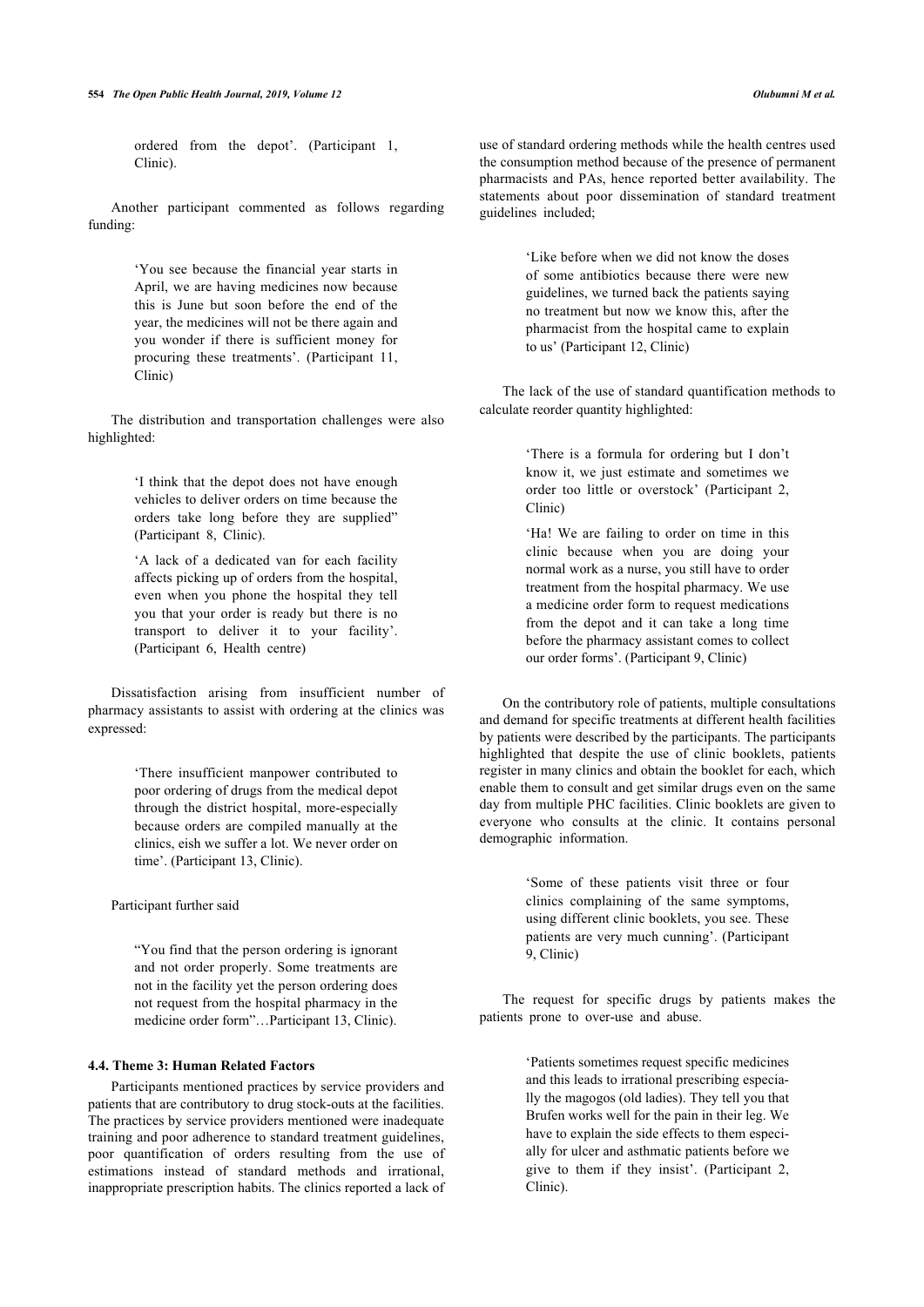ordered from the depot'. (Participant 1, Clinic).

Another participant commented as follows regarding funding:

> 'You see because the financial year starts in April, we are having medicines now because this is June but soon before the end of the year, the medicines will not be there again and you wonder if there is sufficient money for procuring these treatments'. (Participant 11, Clinic)

The distribution and transportation challenges were also highlighted:

> 'I think that the depot does not have enough vehicles to deliver orders on time because the orders take long before they are supplied" (Participant 8, Clinic).

> 'A lack of a dedicated van for each facility affects picking up of orders from the hospital, even when you phone the hospital they tell you that your order is ready but there is no transport to deliver it to your facility'. (Participant 6, Health centre)

Dissatisfaction arising from insufficient number of pharmacy assistants to assist with ordering at the clinics was expressed:

> 'There insufficient manpower contributed to poor ordering of drugs from the medical depot through the district hospital, more-especially because orders are compiled manually at the clinics, eish we suffer a lot. We never order on time'. (Participant 13, Clinic).

Participant further said

> "You find that the person ordering is ignorant and not order properly. Some treatments are not in the facility yet the person ordering does not request from the hospital pharmacy in the medicine order form"…Participant 13, Clinic).

### 4.4. Theme 3: Human Related Factors

Participants mentioned practices by service providers and patients that are contributory to drug stock-outs at the facilities. The practices by service providers mentioned were inadequate training and poor adherence to standard treatment guidelines, poor quantification of orders resulting from the use of estimations instead of standard methods and irrational, inappropriate prescription habits. The clinics reported a lack of use of standard ordering methods while the health centres used the consumption method because of the presence of permanent pharmacists and PAs, hence reported better availability. The statements about poor dissemination of standard treatment guidelines included;

> 'Like before when we did not know the doses of some antibiotics because there were new guidelines, we turned back the patients saying no treatment but now we know this, after the pharmacist from the hospital came to explain to us' (Participant 12, Clinic)

The lack of the use of standard quantification methods to calculate reorder quantity highlighted:

> 'There is a formula for ordering but I don't know it, we just estimate and sometimes we order too little or overstock' (Participant 2, Clinic)

> 'Ha! We are failing to order on time in this clinic because when you are doing your normal work as a nurse, you still have to order treatment from the hospital pharmacy. We use a medicine order form to request medications from the depot and it can take a long time before the pharmacy assistant comes to collect our order forms'. (Participant 9, Clinic)

On the contributory role of patients, multiple consultations and demand for specific treatments at different health facilities by patients were described by the participants. The participants highlighted that despite the use of clinic booklets, patients register in many clinics and obtain the booklet for each, which enable them to consult and get similar drugs even on the same day from multiple PHC facilities. Clinic booklets are given to everyone who consults at the clinic. It contains personal demographic information.

> 'Some of these patients visit three or four clinics complaining of the same symptoms, using different clinic booklets, you see. These patients are very much cunning'. (Participant 9, Clinic)

The request for specific drugs by patients makes the patients prone to over-use and abuse.

> 'Patients sometimes request specific medicines and this leads to irrational prescribing especially the magogos (old ladies). They tell you that Brufen works well for the pain in their leg. We have to explain the side effects to them especially for ulcer and asthmatic patients before we give to them if they insist'. (Participant 2, Clinic).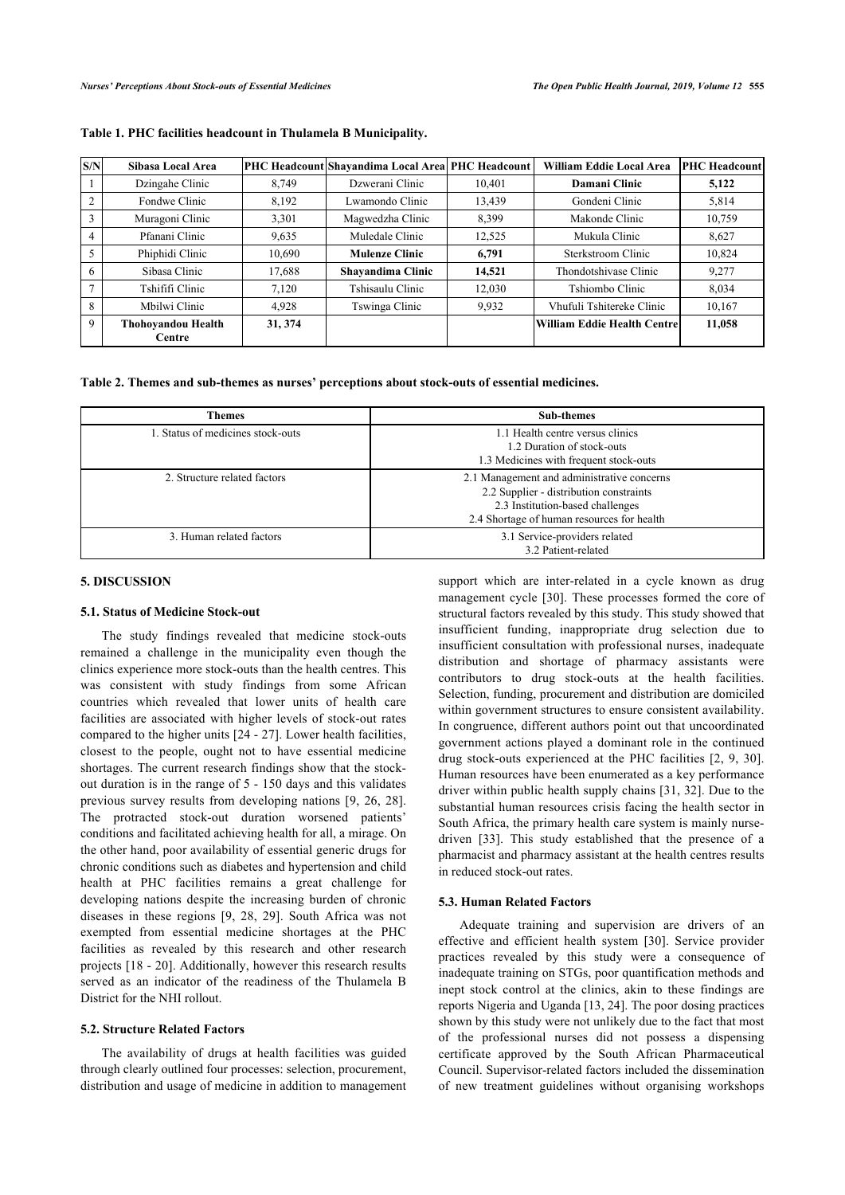**Table 1. PHC facilities headcount in Thulamela B Municipality.**

| S/N | Sibasa Local Area | PHC Headcount | Shayandima Local Area | PHC Headcount | William Eddie Local Area | PHC Headcount |
|---|---|---|---|---|---|---|
| 1 | Dzingahe Clinic | 8,749 | Dzwerani Clinic | 10,401 | **Damani Clinic** | **5,122** |
| 2 | Fondwe Clinic | 8,192 | Lwamondo Clinic | 13,439 | Gondeni Clinic | 5,814 |
| 3 | Muragoni Clinic | 3,301 | Magwedzha Clinic | 8,399 | Makonde Clinic | 10,759 |
| 4 | Pfanani Clinic | 9,635 | Muledale Clinic | 12,525 | Mukula Clinic | 8,627 |
| 5 | Phiphidi Clinic | 10,690 | **Mulenze Clinic** | **6,791** | Sterkstroom Clinic | 10,824 |
| 6 | Sibasa Clinic | 17,688 | **Shayandima Clinic** | **14,521** | Thondotshivase Clinic | 9,277 |
| 7 | Tshififi Clinic | 7,120 | Tshisaulu Clinic | 12,030 | Tshiombo Clinic | 8,034 |
| 8 | Mbilwi Clinic | 4,928 | Tswinga Clinic | 9,932 | Vhufuli Tshitereke Clinic | 10,167 |
| 9 | **Thohoyandou Health Centre** | **31, 374** | | | **William Eddie Health Centre** | **11,058** |

**Table 2. Themes and sub-themes as nurses' perceptions about stock-outs of essential medicines.**

| Themes | Sub-themes |
|---|---|
| 1. Status of medicines stock-outs | 1.1 Health centre versus clinics<br>1.2 Duration of stock-outs<br>1.3 Medicines with frequent stock-outs |
| 2. Structure related factors | 2.1 Management and administrative concerns<br>2.2 Supplier - distribution constraints<br>2.3 Institution-based challenges<br>2.4 Shortage of human resources for health |
| 3. Human related factors | 3.1 Service-providers related<br>3.2 Patient-related |

## 5. DISCUSSION

### 5.1. Status of Medicine Stock-out

The study findings revealed that medicine stock-outs remained a challenge in the municipality even though the clinics experience more stock-outs than the health centres. This was consistent with study findings from some African countries which revealed that lower units of health care facilities are associated with higher levels of stock-out rates compared to the higher units [24 - 27]. Lower health facilities, closest to the people, ought not to have essential medicine shortages. The current research findings show that the stock-out duration is in the range of 5 - 150 days and this validates previous survey results from developing nations [9, 26, 28]. The protracted stock-out duration worsened patients' conditions and facilitated achieving health for all, a mirage. On the other hand, poor availability of essential generic drugs for chronic conditions such as diabetes and hypertension and child health at PHC facilities remains a great challenge for developing nations despite the increasing burden of chronic diseases in these regions [9, 28, 29]. South Africa was not exempted from essential medicine shortages at the PHC facilities as revealed by this research and other research projects [18 - 20]. Additionally, however this research results served as an indicator of the readiness of the Thulamela B District for the NHI rollout.

### 5.2. Structure Related Factors

The availability of drugs at health facilities was guided through clearly outlined four processes: selection, procurement, distribution and usage of medicine in addition to management support which are inter-related in a cycle known as drug management cycle [30]. These processes formed the core of structural factors revealed by this study. This study showed that insufficient funding, inappropriate drug selection due to insufficient consultation with professional nurses, inadequate distribution and shortage of pharmacy assistants were contributors to drug stock-outs at the health facilities. Selection, funding, procurement and distribution are domiciled within government structures to ensure consistent availability. In congruence, different authors point out that uncoordinated government actions played a dominant role in the continued drug stock-outs experienced at the PHC facilities [2, 9, 30]. Human resources have been enumerated as a key performance driver within public health supply chains [31, 32]. Due to the substantial human resources crisis facing the health sector in South Africa, the primary health care system is mainly nurse-driven [33]. This study established that the presence of a pharmacist and pharmacy assistant at the health centres results in reduced stock-out rates.

### 5.3. Human Related Factors

Adequate training and supervision are drivers of an effective and efficient health system [30]. Service provider practices revealed by this study were a consequence of inadequate training on STGs, poor quantification methods and inept stock control at the clinics, akin to these findings are reports Nigeria and Uganda [13, 24]. The poor dosing practices shown by this study were not unlikely due to the fact that most of the professional nurses did not possess a dispensing certificate approved by the South African Pharmaceutical Council. Supervisor-related factors included the dissemination of new treatment guidelines without organising workshops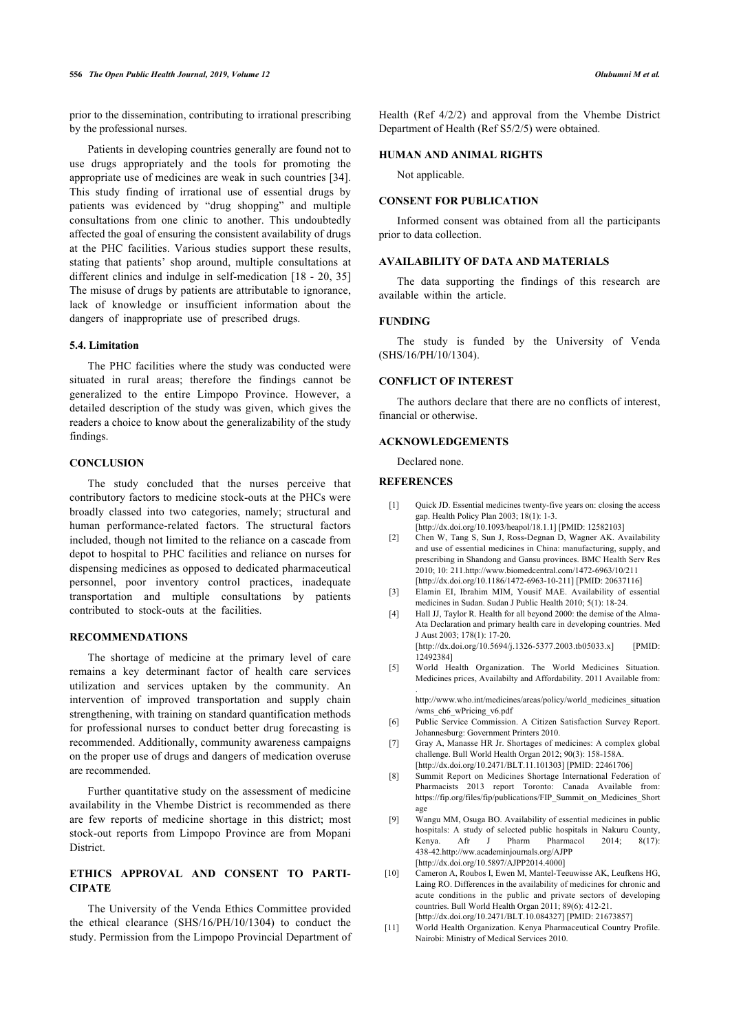prior to the dissemination, contributing to irrational prescribing by the professional nurses.

Patients in developing countries generally are found not to use drugs appropriately and the tools for promoting the appropriate use of medicines are weak in such countries [34]. This study finding of irrational use of essential drugs by patients was evidenced by "drug shopping" and multiple consultations from one clinic to another. This undoubtedly affected the goal of ensuring the consistent availability of drugs at the PHC facilities. Various studies support these results, stating that patients' shop around, multiple consultations at different clinics and indulge in self-medication [18 - 20, 35] The misuse of drugs by patients are attributable to ignorance, lack of knowledge or insufficient information about the dangers of inappropriate use of prescribed drugs.

### 5.4. Limitation

The PHC facilities where the study was conducted were situated in rural areas; therefore the findings cannot be generalized to the entire Limpopo Province. However, a detailed description of the study was given, which gives the readers a choice to know about the generalizability of the study findings.

## CONCLUSION

The study concluded that the nurses perceive that contributory factors to medicine stock-outs at the PHCs were broadly classed into two categories, namely; structural and human performance-related factors. The structural factors included, though not limited to the reliance on a cascade from depot to hospital to PHC facilities and reliance on nurses for dispensing medicines as opposed to dedicated pharmaceutical personnel, poor inventory control practices, inadequate transportation and multiple consultations by patients contributed to stock-outs at the facilities.

## RECOMMENDATIONS

The shortage of medicine at the primary level of care remains a key determinant factor of health care services utilization and services uptaken by the community. An intervention of improved transportation and supply chain strengthening, with training on standard quantification methods for professional nurses to conduct better drug forecasting is recommended. Additionally, community awareness campaigns on the proper use of drugs and dangers of medication overuse are recommended.

Further quantitative study on the assessment of medicine availability in the Vhembe District is recommended as there are few reports of medicine shortage in this district; most stock-out reports from Limpopo Province are from Mopani District.

## ETHICS APPROVAL AND CONSENT TO PARTICIPATE

The University of the Venda Ethics Committee provided the ethical clearance (SHS/16/PH/10/1304) to conduct the study. Permission from the Limpopo Provincial Department of Health (Ref 4/2/2) and approval from the Vhembe District Department of Health (Ref S5/2/5) were obtained.

## HUMAN AND ANIMAL RIGHTS

Not applicable.

## CONSENT FOR PUBLICATION

Informed consent was obtained from all the participants prior to data collection.

## AVAILABILITY OF DATA AND MATERIALS

The data supporting the findings of this research are available within the article.

## FUNDING

The study is funded by the University of Venda (SHS/16/PH/10/1304).

## CONFLICT OF INTEREST

The authors declare that there are no conflicts of interest, financial or otherwise.

## ACKNOWLEDGEMENTS

Declared none.

## REFERENCES

[1] Quick JD. Essential medicines twenty-five years on: closing the access gap. Health Policy Plan 2003; 18(1): 1-3. [http://dx.doi.org/10.1093/heapol/18.1.1] [PMID: 12582103]

[2] Chen W, Tang S, Sun J, Ross-Degnan D, Wagner AK. Availability and use of essential medicines in China: manufacturing, supply, and prescribing in Shandong and Gansu provinces. BMC Health Serv Res 2010; 10: 211.http://www.biomedcentral.com/1472-6963/10/211 [http://dx.doi.org/10.1186/1472-6963-10-211] [PMID: 20637116]

[3] Elamin EI, Ibrahim MIM, Yousif MAE. Availability of essential medicines in Sudan. Sudan J Public Health 2010; 5(1): 18-24.

[4] Hall JJ, Taylor R. Health for all beyond 2000: the demise of the Alma-Ata Declaration and primary health care in developing countries. Med J Aust 2003; 178(1): 17-20. [http://dx.doi.org/10.5694/j.1326-5377.2003.tb05033.x] [PMID: 12492384]

[5] World Health Organization. The World Medicines Situation. Medicines prices, Availabilty and Affordability. 2011 Available from: . http://www.who.int/medicines/areas/policy/world_medicines_situation/wms_ch6_wPricing_v6.pdf

[6] Public Service Commission. A Citizen Satisfaction Survey Report. Johannesburg: Government Printers 2010.

[7] Gray A, Manasse HR Jr. Shortages of medicines: A complex global challenge. Bull World Health Organ 2012; 90(3): 158-158A. [http://dx.doi.org/10.2471/BLT.11.101303] [PMID: 22461706]

[8] Summit Report on Medicines Shortage International Federation of Pharmacists 2013 report Toronto: Canada Available from: https://fip.org/files/fip/publications/FIP_Summit_on_Medicines_Shortage

[9] Wangu MM, Osuga BO. Availability of essential medicines in public hospitals: A study of selected public hospitals in Nakuru County, Kenya. Afr J Pharm Pharmacol 2014; 8(17): 438-42.http://ww.academinjournals.org/AJPP [http://dx.doi.org/10.5897/AJPP2014.4000]

[10] Cameron A, Roubos I, Ewen M, Mantel-Teeuwisse AK, Leufkens HG, Laing RO. Differences in the availability of medicines for chronic and acute conditions in the public and private sectors of developing countries. Bull World Health Organ 2011; 89(6): 412-21. [http://dx.doi.org/10.2471/BLT.10.084327] [PMID: 21673857]

[11] World Health Organization. Kenya Pharmaceutical Country Profile. Nairobi: Ministry of Medical Services 2010.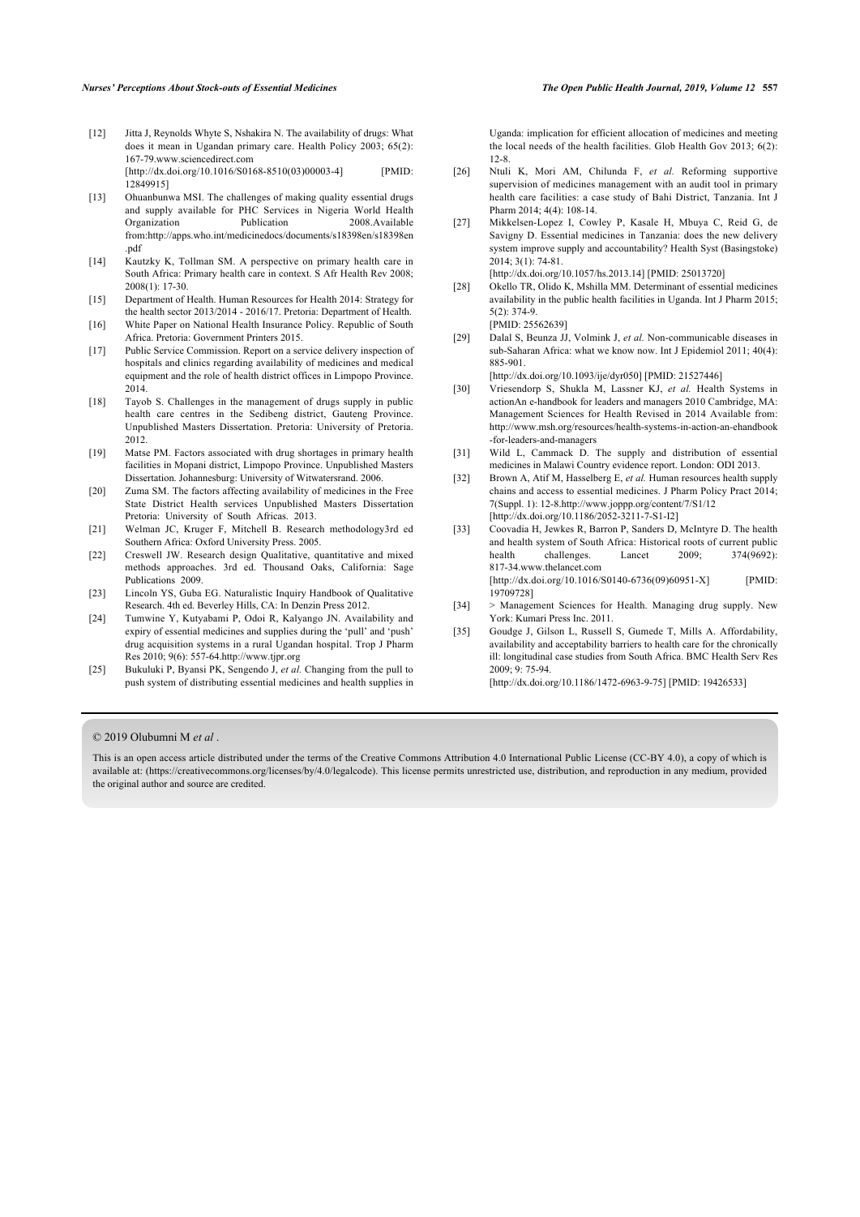[12] Jitta J, Reynolds Whyte S, Nshakira N. The availability of drugs: What does it mean in Ugandan primary care. Health Policy 2003; 65(2): 167-79.www.sciencedirect.com [http://dx.doi.org/10.1016/S0168-8510(03)00003-4] [PMID: 12849915]

[13] Ohuanbunwa MSI. The challenges of making quality essential drugs and supply available for PHC Services in Nigeria World Health Organization Publication 2008.Available from:http://apps.who.int/medicinedocs/documents/s18398en/s18398en.pdf

[14] Kautzky K, Tollman SM. A perspective on primary health care in South Africa: Primary health care in context. S Afr Health Rev 2008; 2008(1): 17-30.

[15] Department of Health. Human Resources for Health 2014: Strategy for the health sector 2013/2014 - 2016/17. Pretoria: Department of Health.

[16] White Paper on National Health Insurance Policy. Republic of South Africa. Pretoria: Government Printers 2015.

[17] Public Service Commission. Report on a service delivery inspection of hospitals and clinics regarding availability of medicines and medical equipment and the role of health district offices in Limpopo Province. 2014.

[18] Tayob S. Challenges in the management of drugs supply in public health care centres in the Sedibeng district, Gauteng Province. Unpublished Masters Dissertation. Pretoria: University of Pretoria. 2012.

[19] Matse PM. Factors associated with drug shortages in primary health facilities in Mopani district, Limpopo Province. Unpublished Masters Dissertation. Johannesburg: University of Witwatersrand. 2006.

[20] Zuma SM. The factors affecting availability of medicines in the Free State District Health services Unpublished Masters Dissertation Pretoria: University of South Africas. 2013.

[21] Welman JC, Kruger F, Mitchell B. Research methodology3rd ed Southern Africa: Oxford University Press. 2005.

[22] Creswell JW. Research design Qualitative, quantitative and mixed methods approaches. 3rd ed. Thousand Oaks, California: Sage Publications 2009.

[23] Lincoln YS, Guba EG. Naturalistic Inquiry Handbook of Qualitative Research. 4th ed. Beverley Hills, CA: In Denzin Press 2012.

[24] Tumwine Y, Kutyabami P, Odoi R, Kalyango JN. Availability and expiry of essential medicines and supplies during the 'pull' and 'push' drug acquisition systems in a rural Ugandan hospital. Trop J Pharm Res 2010; 9(6): 557-64.http://www.tjpr.org

[25] Bukuluki P, Byansi PK, Sengendo J, *et al.* Changing from the pull to push system of distributing essential medicines and health supplies in Uganda: implication for efficient allocation of medicines and meeting the local needs of the health facilities. Glob Health Gov 2013; 6(2): 12-8.

[26] Ntuli K, Mori AM, Chilunda F, *et al.* Reforming supportive supervision of medicines management with an audit tool in primary health care facilities: a case study of Bahi District, Tanzania. Int J Pharm 2014; 4(4): 108-14.

[27] Mikkelsen-Lopez I, Cowley P, Kasale H, Mbuya C, Reid G, de Savigny D. Essential medicines in Tanzania: does the new delivery system improve supply and accountability? Health Syst (Basingstoke) 2014; 3(1): 74-81. [http://dx.doi.org/10.1057/hs.2013.14] [PMID: 25013720]

[28] Okello TR, Olido K, Mshilla MM. Determinant of essential medicines availability in the public health facilities in Uganda. Int J Pharm 2015; 5(2): 374-9. [PMID: 25562639]

[29] Dalal S, Beunza JJ, Volmink J, *et al.* Non-communicable diseases in sub-Saharan Africa: what we know now. Int J Epidemiol 2011; 40(4): 885-901. [http://dx.doi.org/10.1093/ije/dyr050] [PMID: 21527446]

[30] Vriesendorp S, Shukla M, Lassner KJ, *et al.* Health Systems in actionAn e-handbook for leaders and managers 2010 Cambridge, MA: Management Sciences for Health Revised in 2014 Available from: http://www.msh.org/resources/health-systems-in-action-an-ehandbook-for-leaders-and-managers

[31] Wild L, Cammack D. The supply and distribution of essential medicines in Malawi Country evidence report. London: ODI 2013.

[32] Brown A, Atif M, Hasselberg E, *et al.* Human resources health supply chains and access to essential medicines. J Pharm Policy Pract 2014; 7(Suppl. 1): 12-8.http://www.joppp.org/content/7/S1/12 [http://dx.doi.org/10.1186/2052-3211-7-S1-I2]

[33] Coovadia H, Jewkes R, Barron P, Sanders D, McIntyre D. The health and health system of South Africa: Historical roots of current public health challenges. Lancet 2009; 374(9692): 817-34.www.thelancet.com [http://dx.doi.org/10.1016/S0140-6736(09)60951-X] [PMID: 19709728]

[34] > Management Sciences for Health. Managing drug supply. New York: Kumari Press Inc. 2011.

[35] Goudge J, Gilson L, Russell S, Gumede T, Mills A. Affordability, availability and acceptability barriers to health care for the chronically ill: longitudinal case studies from South Africa. BMC Health Serv Res 2009; 9: 75-94. [http://dx.doi.org/10.1186/1472-6963-9-75] [PMID: 19426533]

© 2019 Olubumni M *et al* .

This is an open access article distributed under the terms of the Creative Commons Attribution 4.0 International Public License (CC-BY 4.0), a copy of which is available at: (https://creativecommons.org/licenses/by/4.0/legalcode). This license permits unrestricted use, distribution, and reproduction in any medium, provided the original author and source are credited.